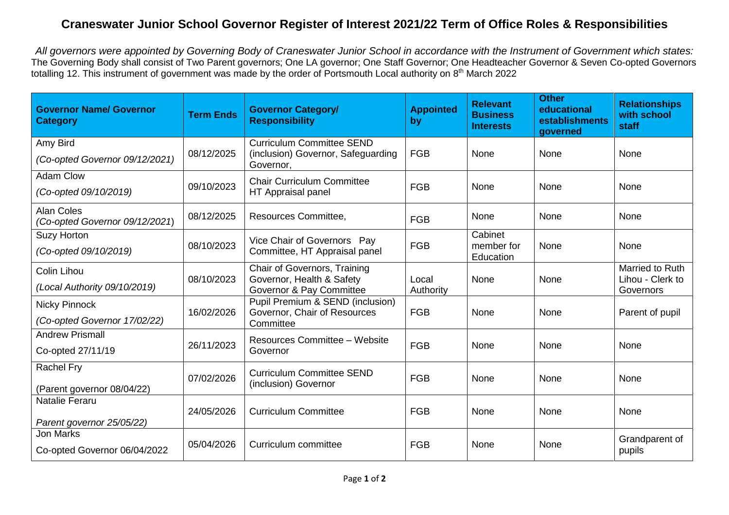# Craneswater Junior School Governor Register of Interest 2021/22 Term of Office Roles & Responsibilities

*All governors were appointed by Governing Body of Craneswater Junior School in accordance with the Instrument of Government which states:* The Governing Body shall consist of Two Parent governors; One LA governor; One Staff Governor; One Headteacher Governor & Seven Co-opted Governors totalling 12. This instrument of government was made by the order of Portsmouth Local authority on 8th March 2022

| Governor Name/ Governor Category | Term Ends | Governor Category/ Responsibility | Appointed by | Relevant Business Interests | Other educational establishments governed | Relationships with school staff |
|---|---|---|---|---|---|---|
| Amy Bird<br>*(Co-opted Governor 09/12/2021)* | 08/12/2025 | Curriculum Committee SEND (inclusion) Governor, Safeguarding Governor, | FGB | None | None | None |
| Adam Clow<br>*(Co-opted 09/10/2019)* | 09/10/2023 | Chair Curriculum Committee HT Appraisal panel | FGB | None | None | None |
| Alan Coles<br>*(Co-opted Governor 09/12/2021)* | 08/12/2025 | Resources Committee, | FGB | None | None | None |
| Suzy Horton<br>*(Co-opted 09/10/2019)* | 08/10/2023 | Vice Chair of Governors Pay Committee, HT Appraisal panel | FGB | Cabinet member for Education | None | None |
| Colin Lihou<br>*(Local Authority 09/10/2019)* | 08/10/2023 | Chair of Governors, Training Governor, Health & Safety Governor & Pay Committee | Local Authority | None | None | Married to Ruth Lihou - Clerk to Governors |
| Nicky Pinnock<br>*(Co-opted Governor 17/02/22)* | 16/02/2026 | Pupil Premium & SEND (inclusion) Governor, Chair of Resources Committee | FGB | None | None | Parent of pupil |
| Andrew Prismall<br>Co-opted 27/11/19 | 26/11/2023 | Resources Committee – Website Governor | FGB | None | None | None |
| Rachel Fry<br>(Parent governor 08/04/22) | 07/02/2026 | Curriculum Committee SEND (inclusion) Governor | FGB | None | None | None |
| Natalie Feraru<br>*Parent governor 25/05/22)* | 24/05/2026 | Curriculum Committee | FGB | None | None | None |
| Jon Marks<br>Co-opted Governor 06/04/2022 | 05/04/2026 | Curriculum committee | FGB | None | None | Grandparent of pupils |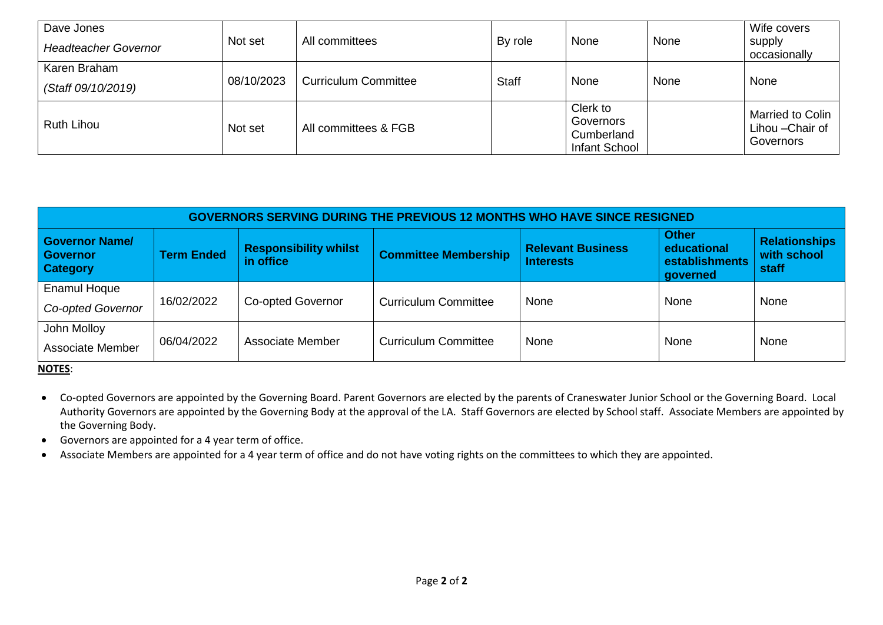| | | | | | | |
|---|---|---|---|---|---|---|
| Dave Jones<br>*Headteacher Governor* | Not set | All committees | By role | None | None | Wife covers supply occasionally |
| Karen Braham<br>*(Staff 09/10/2019)* | 08/10/2023 | Curriculum Committee | Staff | None | None | None |
| Ruth Lihou | Not set | All committees & FGB | | Clerk to Governors Cumberland Infant School | | Married to Colin Lihou –Chair of Governors |

| GOVERNORS SERVING DURING THE PREVIOUS 12 MONTHS WHO HAVE SINCE RESIGNED | | | | | | |
|---|---|---|---|---|---|---|
| **Governor Name/ Governor Category** | **Term Ended** | **Responsibility whilst in office** | **Committee Membership** | **Relevant Business Interests** | **Other educational establishments governed** | **Relationships with school staff** |
| Enamul Hoque<br>*Co-opted Governor* | 16/02/2022 | Co-opted Governor | Curriculum Committee | None | None | None |
| John Molloy<br>Associate Member | 06/04/2022 | Associate Member | Curriculum Committee | None | None | None |

**NOTES**:

- Co-opted Governors are appointed by the Governing Board. Parent Governors are elected by the parents of Craneswater Junior School or the Governing Board. Local Authority Governors are appointed by the Governing Body at the approval of the LA. Staff Governors are elected by School staff. Associate Members are appointed by the Governing Body.
- Governors are appointed for a 4 year term of office.
- Associate Members are appointed for a 4 year term of office and do not have voting rights on the committees to which they are appointed.